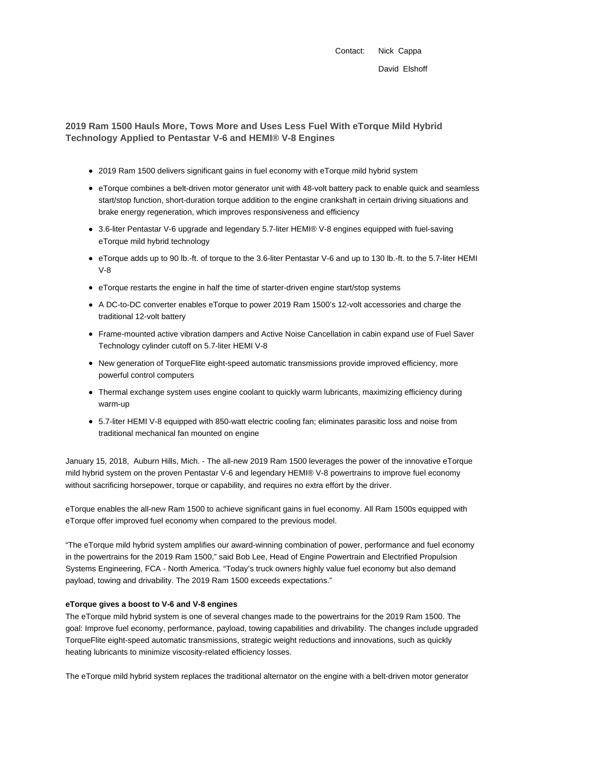Contact: Nick Cappa

David Elshoff

## 2019 Ram 1500 Hauls More, Tows More and Uses Less Fuel With eTorque Mild Hybrid Technology Applied to Pentastar V-6 and HEMI® V-8 Engines

- 2019 Ram 1500 delivers significant gains in fuel economy with eTorque mild hybrid system
- eTorque combines a belt-driven motor generator unit with 48-volt battery pack to enable quick and seamless start/stop function, short-duration torque addition to the engine crankshaft in certain driving situations and brake energy regeneration, which improves responsiveness and efficiency
- 3.6-liter Pentastar V-6 upgrade and legendary 5.7-liter HEMI® V-8 engines equipped with fuel-saving eTorque mild hybrid technology
- eTorque adds up to 90 lb.-ft. of torque to the 3.6-liter Pentastar V-6 and up to 130 lb.-ft. to the 5.7-liter HEMI V-8
- eTorque restarts the engine in half the time of starter-driven engine start/stop systems
- A DC-to-DC converter enables eTorque to power 2019 Ram 1500's 12-volt accessories and charge the traditional 12-volt battery
- Frame-mounted active vibration dampers and Active Noise Cancellation in cabin expand use of Fuel Saver Technology cylinder cutoff on 5.7-liter HEMI V-8
- New generation of TorqueFlite eight-speed automatic transmissions provide improved efficiency, more powerful control computers
- Thermal exchange system uses engine coolant to quickly warm lubricants, maximizing efficiency during warm-up
- 5.7-liter HEMI V-8 equipped with 850-watt electric cooling fan; eliminates parasitic loss and noise from traditional mechanical fan mounted on engine

January 15, 2018, Auburn Hills, Mich. - The all-new 2019 Ram 1500 leverages the power of the innovative eTorque mild hybrid system on the proven Pentastar V-6 and legendary HEMI® V-8 powertrains to improve fuel economy without sacrificing horsepower, torque or capability, and requires no extra effort by the driver.

eTorque enables the all-new Ram 1500 to achieve significant gains in fuel economy. All Ram 1500s equipped with eTorque offer improved fuel economy when compared to the previous model.

"The eTorque mild hybrid system amplifies our award-winning combination of power, performance and fuel economy in the powertrains for the 2019 Ram 1500," said Bob Lee, Head of Engine Powertrain and Electrified Propulsion Systems Engineering, FCA - North America. "Today's truck owners highly value fuel economy but also demand payload, towing and drivability. The 2019 Ram 1500 exceeds expectations."

**eTorque gives a boost to V-6 and V-8 engines**

The eTorque mild hybrid system is one of several changes made to the powertrains for the 2019 Ram 1500. The goal: Improve fuel economy, performance, payload, towing capabilities and drivability. The changes include upgraded TorqueFlite eight-speed automatic transmissions, strategic weight reductions and innovations, such as quickly heating lubricants to minimize viscosity-related efficiency losses.

The eTorque mild hybrid system replaces the traditional alternator on the engine with a belt-driven motor generator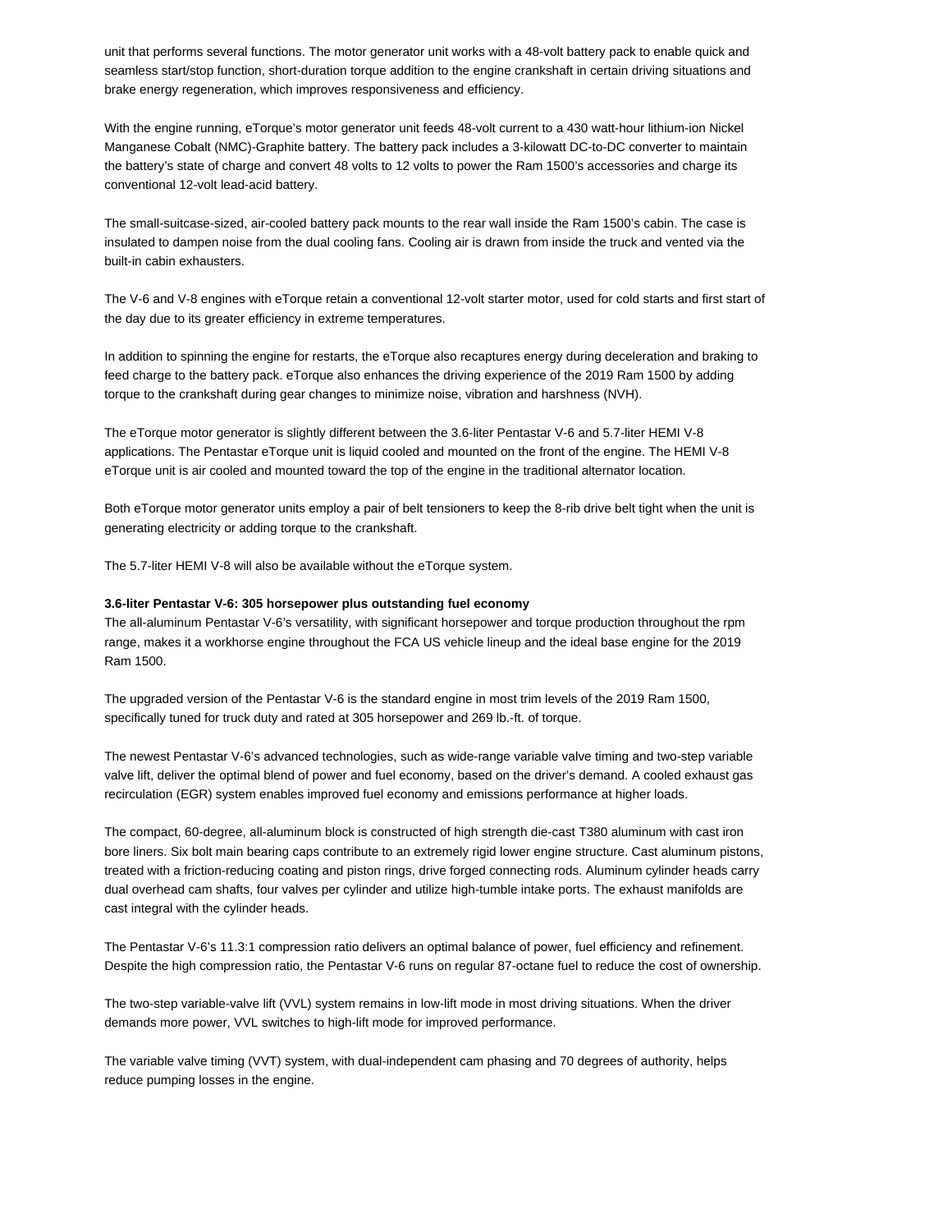unit that performs several functions. The motor generator unit works with a 48-volt battery pack to enable quick and seamless start/stop function, short-duration torque addition to the engine crankshaft in certain driving situations and brake energy regeneration, which improves responsiveness and efficiency.

With the engine running, eTorque's motor generator unit feeds 48-volt current to a 430 watt-hour lithium-ion Nickel Manganese Cobalt (NMC)-Graphite battery. The battery pack includes a 3-kilowatt DC-to-DC converter to maintain the battery's state of charge and convert 48 volts to 12 volts to power the Ram 1500's accessories and charge its conventional 12-volt lead-acid battery.

The small-suitcase-sized, air-cooled battery pack mounts to the rear wall inside the Ram 1500's cabin. The case is insulated to dampen noise from the dual cooling fans. Cooling air is drawn from inside the truck and vented via the built-in cabin exhausters.

The V-6 and V-8 engines with eTorque retain a conventional 12-volt starter motor, used for cold starts and first start of the day due to its greater efficiency in extreme temperatures.

In addition to spinning the engine for restarts, the eTorque also recaptures energy during deceleration and braking to feed charge to the battery pack. eTorque also enhances the driving experience of the 2019 Ram 1500 by adding torque to the crankshaft during gear changes to minimize noise, vibration and harshness (NVH).

The eTorque motor generator is slightly different between the 3.6-liter Pentastar V-6 and 5.7-liter HEMI V-8 applications. The Pentastar eTorque unit is liquid cooled and mounted on the front of the engine. The HEMI V-8 eTorque unit is air cooled and mounted toward the top of the engine in the traditional alternator location.

Both eTorque motor generator units employ a pair of belt tensioners to keep the 8-rib drive belt tight when the unit is generating electricity or adding torque to the crankshaft.

The 5.7-liter HEMI V-8 will also be available without the eTorque system.

**3.6-liter Pentastar V-6: 305 horsepower plus outstanding fuel economy**
The all-aluminum Pentastar V-6's versatility, with significant horsepower and torque production throughout the rpm range, makes it a workhorse engine throughout the FCA US vehicle lineup and the ideal base engine for the 2019 Ram 1500.

The upgraded version of the Pentastar V-6 is the standard engine in most trim levels of the 2019 Ram 1500, specifically tuned for truck duty and rated at 305 horsepower and 269 lb.-ft. of torque.

The newest Pentastar V-6's advanced technologies, such as wide-range variable valve timing and two-step variable valve lift, deliver the optimal blend of power and fuel economy, based on the driver's demand. A cooled exhaust gas recirculation (EGR) system enables improved fuel economy and emissions performance at higher loads.

The compact, 60-degree, all-aluminum block is constructed of high strength die-cast T380 aluminum with cast iron bore liners. Six bolt main bearing caps contribute to an extremely rigid lower engine structure. Cast aluminum pistons, treated with a friction-reducing coating and piston rings, drive forged connecting rods. Aluminum cylinder heads carry dual overhead cam shafts, four valves per cylinder and utilize high-tumble intake ports. The exhaust manifolds are cast integral with the cylinder heads.

The Pentastar V-6's 11.3:1 compression ratio delivers an optimal balance of power, fuel efficiency and refinement. Despite the high compression ratio, the Pentastar V-6 runs on regular 87-octane fuel to reduce the cost of ownership.

The two-step variable-valve lift (VVL) system remains in low-lift mode in most driving situations. When the driver demands more power, VVL switches to high-lift mode for improved performance.

The variable valve timing (VVT) system, with dual-independent cam phasing and 70 degrees of authority, helps reduce pumping losses in the engine.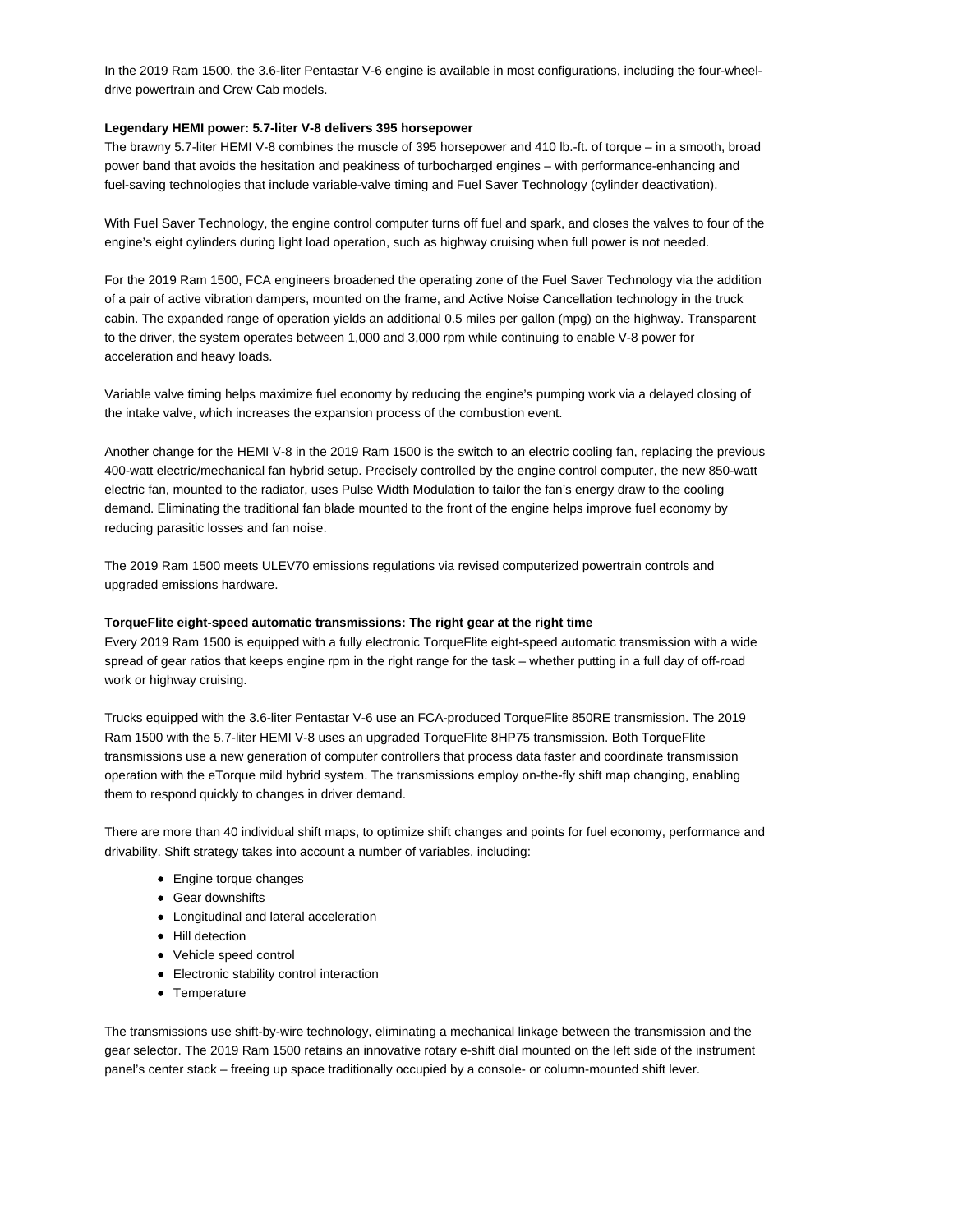In the 2019 Ram 1500, the 3.6-liter Pentastar V-6 engine is available in most configurations, including the four-wheel-drive powertrain and Crew Cab models.

**Legendary HEMI power: 5.7-liter V-8 delivers 395 horsepower**

The brawny 5.7-liter HEMI V-8 combines the muscle of 395 horsepower and 410 lb.-ft. of torque – in a smooth, broad power band that avoids the hesitation and peakiness of turbocharged engines – with performance-enhancing and fuel-saving technologies that include variable-valve timing and Fuel Saver Technology (cylinder deactivation).

With Fuel Saver Technology, the engine control computer turns off fuel and spark, and closes the valves to four of the engine's eight cylinders during light load operation, such as highway cruising when full power is not needed.

For the 2019 Ram 1500, FCA engineers broadened the operating zone of the Fuel Saver Technology via the addition of a pair of active vibration dampers, mounted on the frame, and Active Noise Cancellation technology in the truck cabin. The expanded range of operation yields an additional 0.5 miles per gallon (mpg) on the highway. Transparent to the driver, the system operates between 1,000 and 3,000 rpm while continuing to enable V-8 power for acceleration and heavy loads.

Variable valve timing helps maximize fuel economy by reducing the engine's pumping work via a delayed closing of the intake valve, which increases the expansion process of the combustion event.

Another change for the HEMI V-8 in the 2019 Ram 1500 is the switch to an electric cooling fan, replacing the previous 400-watt electric/mechanical fan hybrid setup. Precisely controlled by the engine control computer, the new 850-watt electric fan, mounted to the radiator, uses Pulse Width Modulation to tailor the fan's energy draw to the cooling demand. Eliminating the traditional fan blade mounted to the front of the engine helps improve fuel economy by reducing parasitic losses and fan noise.

The 2019 Ram 1500 meets ULEV70 emissions regulations via revised computerized powertrain controls and upgraded emissions hardware.

**TorqueFlite eight-speed automatic transmissions: The right gear at the right time**

Every 2019 Ram 1500 is equipped with a fully electronic TorqueFlite eight-speed automatic transmission with a wide spread of gear ratios that keeps engine rpm in the right range for the task – whether putting in a full day of off-road work or highway cruising.

Trucks equipped with the 3.6-liter Pentastar V-6 use an FCA-produced TorqueFlite 850RE transmission. The 2019 Ram 1500 with the 5.7-liter HEMI V-8 uses an upgraded TorqueFlite 8HP75 transmission. Both TorqueFlite transmissions use a new generation of computer controllers that process data faster and coordinate transmission operation with the eTorque mild hybrid system. The transmissions employ on-the-fly shift map changing, enabling them to respond quickly to changes in driver demand.

There are more than 40 individual shift maps, to optimize shift changes and points for fuel economy, performance and drivability. Shift strategy takes into account a number of variables, including:

- Engine torque changes
- Gear downshifts
- Longitudinal and lateral acceleration
- Hill detection
- Vehicle speed control
- Electronic stability control interaction
- Temperature

The transmissions use shift-by-wire technology, eliminating a mechanical linkage between the transmission and the gear selector. The 2019 Ram 1500 retains an innovative rotary e-shift dial mounted on the left side of the instrument panel's center stack – freeing up space traditionally occupied by a console- or column-mounted shift lever.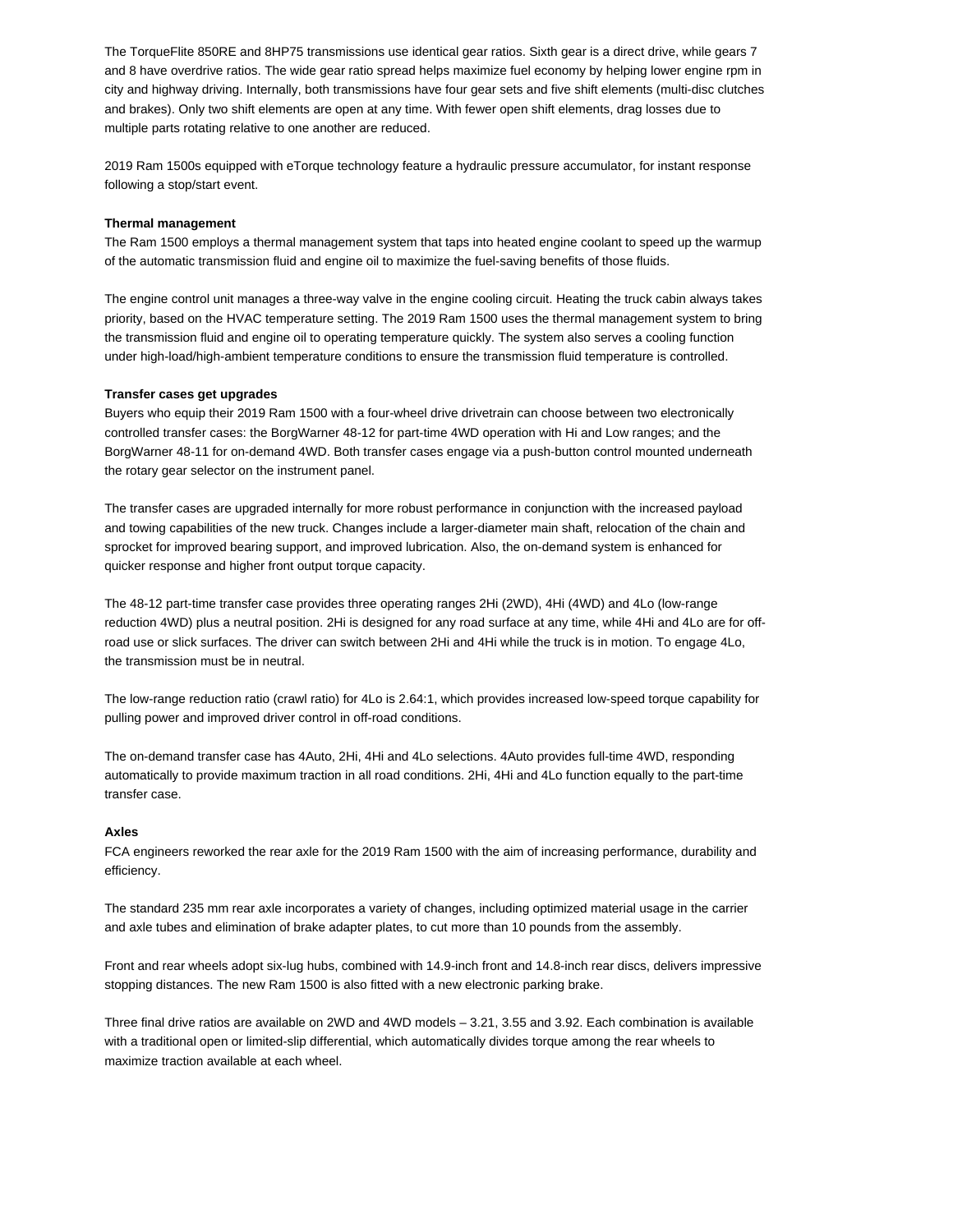The TorqueFlite 850RE and 8HP75 transmissions use identical gear ratios. Sixth gear is a direct drive, while gears 7 and 8 have overdrive ratios. The wide gear ratio spread helps maximize fuel economy by helping lower engine rpm in city and highway driving. Internally, both transmissions have four gear sets and five shift elements (multi-disc clutches and brakes). Only two shift elements are open at any time. With fewer open shift elements, drag losses due to multiple parts rotating relative to one another are reduced.

2019 Ram 1500s equipped with eTorque technology feature a hydraulic pressure accumulator, for instant response following a stop/start event.

**Thermal management**

The Ram 1500 employs a thermal management system that taps into heated engine coolant to speed up the warmup of the automatic transmission fluid and engine oil to maximize the fuel-saving benefits of those fluids.

The engine control unit manages a three-way valve in the engine cooling circuit. Heating the truck cabin always takes priority, based on the HVAC temperature setting. The 2019 Ram 1500 uses the thermal management system to bring the transmission fluid and engine oil to operating temperature quickly. The system also serves a cooling function under high-load/high-ambient temperature conditions to ensure the transmission fluid temperature is controlled.

**Transfer cases get upgrades**

Buyers who equip their 2019 Ram 1500 with a four-wheel drive drivetrain can choose between two electronically controlled transfer cases: the BorgWarner 48-12 for part-time 4WD operation with Hi and Low ranges; and the BorgWarner 48-11 for on-demand 4WD. Both transfer cases engage via a push-button control mounted underneath the rotary gear selector on the instrument panel.

The transfer cases are upgraded internally for more robust performance in conjunction with the increased payload and towing capabilities of the new truck. Changes include a larger-diameter main shaft, relocation of the chain and sprocket for improved bearing support, and improved lubrication. Also, the on-demand system is enhanced for quicker response and higher front output torque capacity.

The 48-12 part-time transfer case provides three operating ranges 2Hi (2WD), 4Hi (4WD) and 4Lo (low-range reduction 4WD) plus a neutral position. 2Hi is designed for any road surface at any time, while 4Hi and 4Lo are for off-road use or slick surfaces. The driver can switch between 2Hi and 4Hi while the truck is in motion. To engage 4Lo, the transmission must be in neutral.

The low-range reduction ratio (crawl ratio) for 4Lo is 2.64:1, which provides increased low-speed torque capability for pulling power and improved driver control in off-road conditions.

The on-demand transfer case has 4Auto, 2Hi, 4Hi and 4Lo selections. 4Auto provides full-time 4WD, responding automatically to provide maximum traction in all road conditions. 2Hi, 4Hi and 4Lo function equally to the part-time transfer case.

**Axles**

FCA engineers reworked the rear axle for the 2019 Ram 1500 with the aim of increasing performance, durability and efficiency.

The standard 235 mm rear axle incorporates a variety of changes, including optimized material usage in the carrier and axle tubes and elimination of brake adapter plates, to cut more than 10 pounds from the assembly.

Front and rear wheels adopt six-lug hubs, combined with 14.9-inch front and 14.8-inch rear discs, delivers impressive stopping distances. The new Ram 1500 is also fitted with a new electronic parking brake.

Three final drive ratios are available on 2WD and 4WD models – 3.21, 3.55 and 3.92. Each combination is available with a traditional open or limited-slip differential, which automatically divides torque among the rear wheels to maximize traction available at each wheel.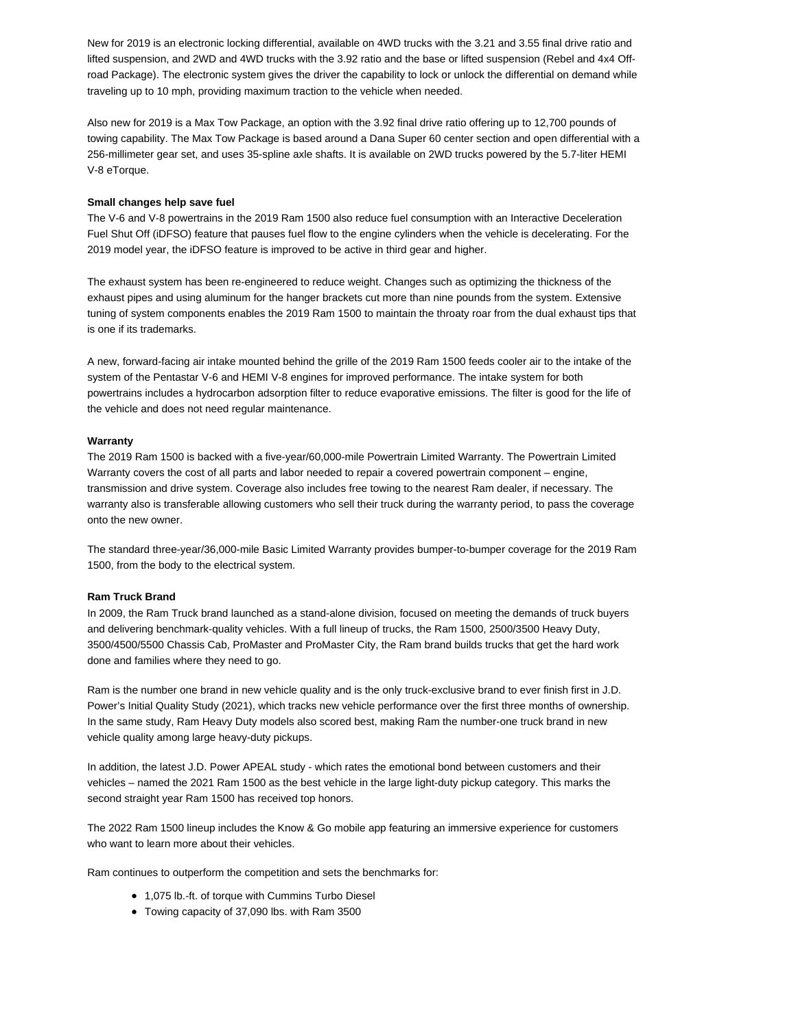New for 2019 is an electronic locking differential, available on 4WD trucks with the 3.21 and 3.55 final drive ratio and lifted suspension, and 2WD and 4WD trucks with the 3.92 ratio and the base or lifted suspension (Rebel and 4x4 Off-road Package). The electronic system gives the driver the capability to lock or unlock the differential on demand while traveling up to 10 mph, providing maximum traction to the vehicle when needed.

Also new for 2019 is a Max Tow Package, an option with the 3.92 final drive ratio offering up to 12,700 pounds of towing capability. The Max Tow Package is based around a Dana Super 60 center section and open differential with a 256-millimeter gear set, and uses 35-spline axle shafts. It is available on 2WD trucks powered by the 5.7-liter HEMI V-8 eTorque.

**Small changes help save fuel**

The V-6 and V-8 powertrains in the 2019 Ram 1500 also reduce fuel consumption with an Interactive Deceleration Fuel Shut Off (iDFSO) feature that pauses fuel flow to the engine cylinders when the vehicle is decelerating. For the 2019 model year, the iDFSO feature is improved to be active in third gear and higher.

The exhaust system has been re-engineered to reduce weight. Changes such as optimizing the thickness of the exhaust pipes and using aluminum for the hanger brackets cut more than nine pounds from the system. Extensive tuning of system components enables the 2019 Ram 1500 to maintain the throaty roar from the dual exhaust tips that is one if its trademarks.

A new, forward-facing air intake mounted behind the grille of the 2019 Ram 1500 feeds cooler air to the intake of the system of the Pentastar V-6 and HEMI V-8 engines for improved performance. The intake system for both powertrains includes a hydrocarbon adsorption filter to reduce evaporative emissions. The filter is good for the life of the vehicle and does not need regular maintenance.

**Warranty**

The 2019 Ram 1500 is backed with a five-year/60,000-mile Powertrain Limited Warranty. The Powertrain Limited Warranty covers the cost of all parts and labor needed to repair a covered powertrain component – engine, transmission and drive system. Coverage also includes free towing to the nearest Ram dealer, if necessary. The warranty also is transferable allowing customers who sell their truck during the warranty period, to pass the coverage onto the new owner.

The standard three-year/36,000-mile Basic Limited Warranty provides bumper-to-bumper coverage for the 2019 Ram 1500, from the body to the electrical system.

**Ram Truck Brand**

In 2009, the Ram Truck brand launched as a stand-alone division, focused on meeting the demands of truck buyers and delivering benchmark-quality vehicles. With a full lineup of trucks, the Ram 1500, 2500/3500 Heavy Duty, 3500/4500/5500 Chassis Cab, ProMaster and ProMaster City, the Ram brand builds trucks that get the hard work done and families where they need to go.

Ram is the number one brand in new vehicle quality and is the only truck-exclusive brand to ever finish first in J.D. Power's Initial Quality Study (2021), which tracks new vehicle performance over the first three months of ownership. In the same study, Ram Heavy Duty models also scored best, making Ram the number-one truck brand in new vehicle quality among large heavy-duty pickups.

In addition, the latest J.D. Power APEAL study - which rates the emotional bond between customers and their vehicles – named the 2021 Ram 1500 as the best vehicle in the large light-duty pickup category. This marks the second straight year Ram 1500 has received top honors.

The 2022 Ram 1500 lineup includes the Know & Go mobile app featuring an immersive experience for customers who want to learn more about their vehicles.

Ram continues to outperform the competition and sets the benchmarks for:

- 1,075 lb.-ft. of torque with Cummins Turbo Diesel
- Towing capacity of 37,090 lbs. with Ram 3500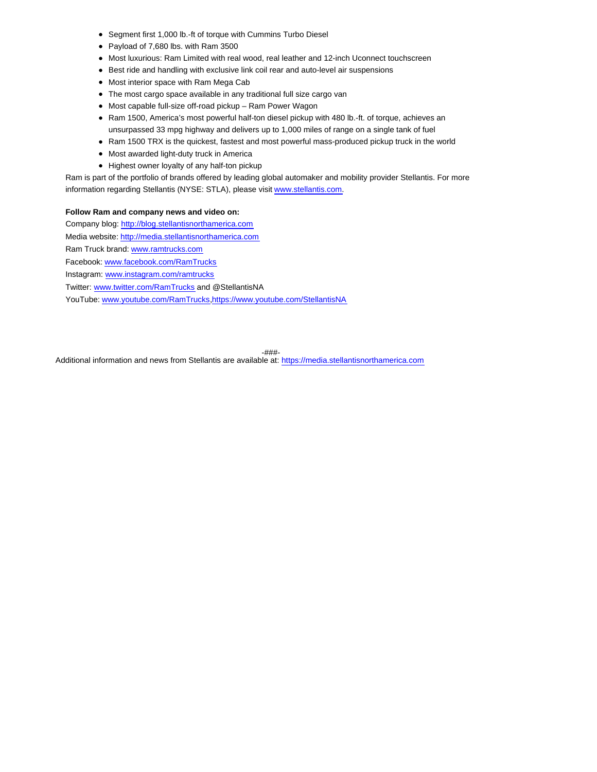- Segment first 1,000 lb.-ft of torque with Cummins Turbo Diesel
- Payload of 7,680 lbs. with Ram 3500
- Most luxurious: Ram Limited with real wood, real leather and 12-inch Uconnect touchscreen
- Best ride and handling with exclusive link coil rear and auto-level air suspensions
- Most interior space with Ram Mega Cab
- The most cargo space available in any traditional full size cargo van
- Most capable full-size off-road pickup – Ram Power Wagon
- Ram 1500, America's most powerful half-ton diesel pickup with 480 lb.-ft. of torque, achieves an unsurpassed 33 mpg highway and delivers up to 1,000 miles of range on a single tank of fuel
- Ram 1500 TRX is the quickest, fastest and most powerful mass-produced pickup truck in the world
- Most awarded light-duty truck in America
- Highest owner loyalty of any half-ton pickup

Ram is part of the portfolio of brands offered by leading global automaker and mobility provider Stellantis. For more information regarding Stellantis (NYSE: STLA), please visit www.stellantis.com.

**Follow Ram and company news and video on:**

Company blog: http://blog.stellantisnorthamerica.com

Media website: http://media.stellantisnorthamerica.com

Ram Truck brand: www.ramtrucks.com

Facebook: www.facebook.com/RamTrucks

Instagram: www.instagram.com/ramtrucks

Twitter: www.twitter.com/RamTrucks and @StellantisNA

YouTube: www.youtube.com/RamTrucks,https://www.youtube.com/StellantisNA

-###-

Additional information and news from Stellantis are available at: https://media.stellantisnorthamerica.com